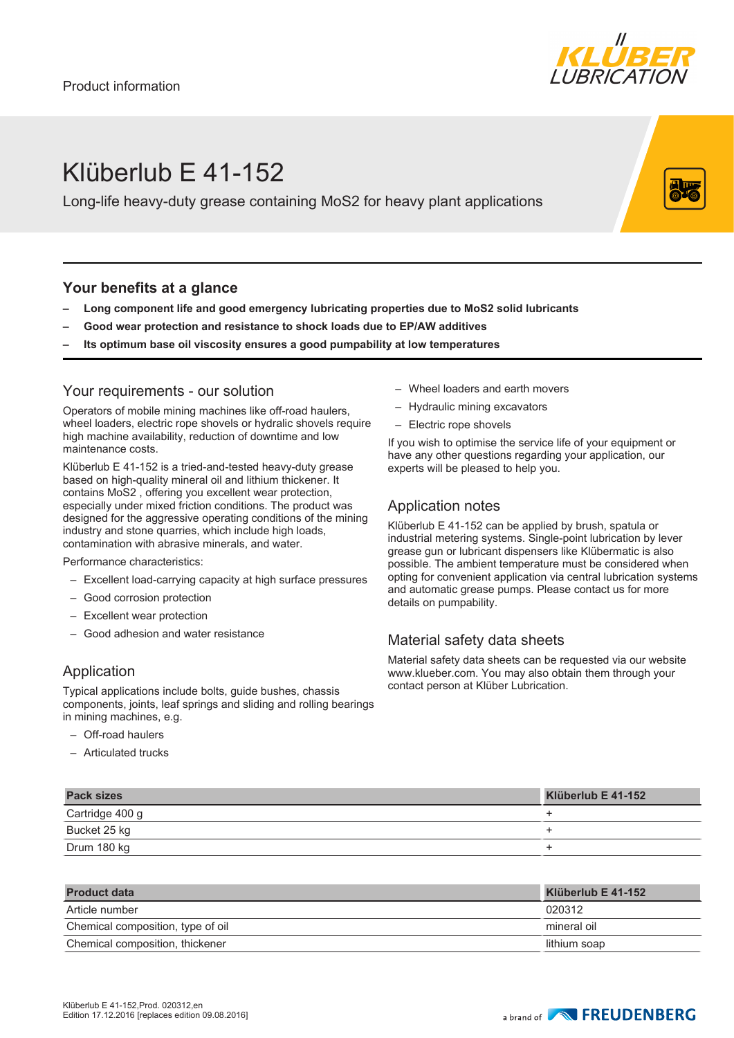Product information

# Klüberlub E 41-152

Long-life heavy-duty grease containing $MoS_2$ for heavy plant applications

## Your benefits at a glance

- **Long component life and good emergency lubricating properties due to $MoS_2$ solid lubricants**
- **Good wear protection and resistance to shock loads due to EP/AW additives**
- **Its optimum base oil viscosity ensures a good pumpability at low temperatures**

## Your requirements - our solution

Operators of mobile mining machines like off-road haulers, wheel loaders, electric rope shovels or hydralic shovels require high machine availability, reduction of downtime and low maintenance costs.

Klüberlub E 41-152 is a tried-and-tested heavy-duty grease based on high-quality mineral oil and lithium thickener. It contains $MoS_2$ , offering you excellent wear protection, especially under mixed friction conditions. The product was designed for the aggressive operating conditions of the mining industry and stone quarries, which include high loads, contamination with abrasive minerals, and water.

Performance characteristics:

- Excellent load-carrying capacity at high surface pressures
- Good corrosion protection
- Excellent wear protection
- Good adhesion and water resistance

## Application

Typical applications include bolts, guide bushes, chassis components, joints, leaf springs and sliding and rolling bearings in mining machines, e.g.

- Off-road haulers
- Articulated trucks
- Wheel loaders and earth movers
- Hydraulic mining excavators
- Electric rope shovels

If you wish to optimise the service life of your equipment or have any other questions regarding your application, our experts will be pleased to help you.

## Application notes

Klüberlub E 41-152 can be applied by brush, spatula or industrial metering systems. Single-point lubrication by lever grease gun or lubricant dispensers like Klübermatic is also possible. The ambient temperature must be considered when opting for convenient application via central lubrication systems and automatic grease pumps. Please contact us for more details on pumpability.

## Material safety data sheets

Material safety data sheets can be requested via our website www.klueber.com. You may also obtain them through your contact person at Klüber Lubrication.

| Pack sizes | Klüberlub E 41-152 |
|---|---|
| Cartridge 400 g | + |
| Bucket 25 kg | + |
| Drum 180 kg | + |

| Product data | Klüberlub E 41-152 |
|---|---|
| Article number | 020312 |
| Chemical composition, type of oil | mineral oil |
| Chemical composition, thickener | lithium soap |

Klüberlub E 41-152,Prod. 020312,en
Edition 17.12.2016 [replaces edition 09.08.2016]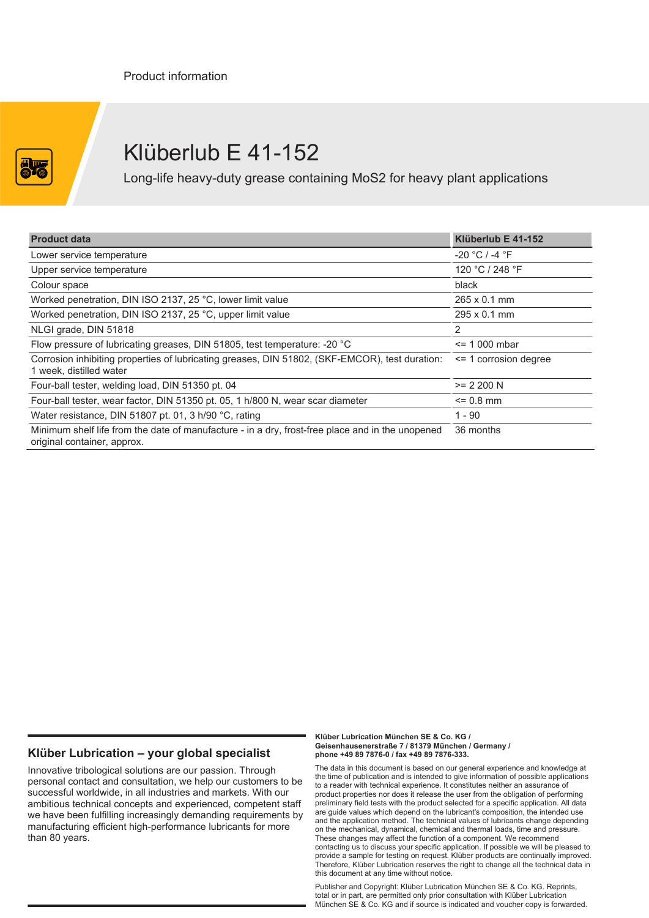Product information

# Klüberlub E 41-152

Long-life heavy-duty grease containing $MoS_2$ for heavy plant applications

| Product data | Klüberlub E 41-152 |
|---|---|
| Lower service temperature | -20 °C / -4 °F |
| Upper service temperature | 120 °C / 248 °F |
| Colour space | black |
| Worked penetration, DIN ISO 2137, 25 °C, lower limit value | 265 x 0.1 mm |
| Worked penetration, DIN ISO 2137, 25 °C, upper limit value | 295 x 0.1 mm |
| NLGI grade, DIN 51818 | 2 |
| Flow pressure of lubricating greases, DIN 51805, test temperature: -20 °C | <= 1 000 mbar |
| Corrosion inhibiting properties of lubricating greases, DIN 51802, (SKF-EMCOR), test duration: 1 week, distilled water | <= 1 corrosion degree |
| Four-ball tester, welding load, DIN 51350 pt. 04 | >= 2 200 N |
| Four-ball tester, wear factor, DIN 51350 pt. 05, 1 h/800 N, wear scar diameter | <= 0.8 mm |
| Water resistance, DIN 51807 pt. 01, 3 h/90 °C, rating | 1 - 90 |
| Minimum shelf life from the date of manufacture - in a dry, frost-free place and in the unopened original container, approx. | 36 months |

## Klüber Lubrication – your global specialist

Innovative tribological solutions are our passion. Through personal contact and consultation, we help our customers to be successful worldwide, in all industries and markets. With our ambitious technical concepts and experienced, competent staff we have been fulfilling increasingly demanding requirements by manufacturing efficient high-performance lubricants for more than 80 years.

**Klüber Lubrication München SE & Co. KG / Geisenhausenerstraße 7 / 81379 München / Germany / phone +49 89 7876-0 / fax +49 89 7876-333.**

The data in this document is based on our general experience and knowledge at the time of publication and is intended to give information of possible applications to a reader with technical experience. It constitutes neither an assurance of product properties nor does it release the user from the obligation of performing preliminary field tests with the product selected for a specific application. All data are guide values which depend on the lubricant's composition, the intended use and the application method. The technical values of lubricants change depending on the mechanical, dynamical, chemical and thermal loads, time and pressure. These changes may affect the function of a component. We recommend contacting us to discuss your specific application. If possible we will be pleased to provide a sample for testing on request. Klüber products are continually improved. Therefore, Klüber Lubrication reserves the right to change all the technical data in this document at any time without notice.

Publisher and Copyright: Klüber Lubrication München SE & Co. KG. Reprints, total or in part, are permitted only prior consultation with Klüber Lubrication München SE & Co. KG and if source is indicated and voucher copy is forwarded.